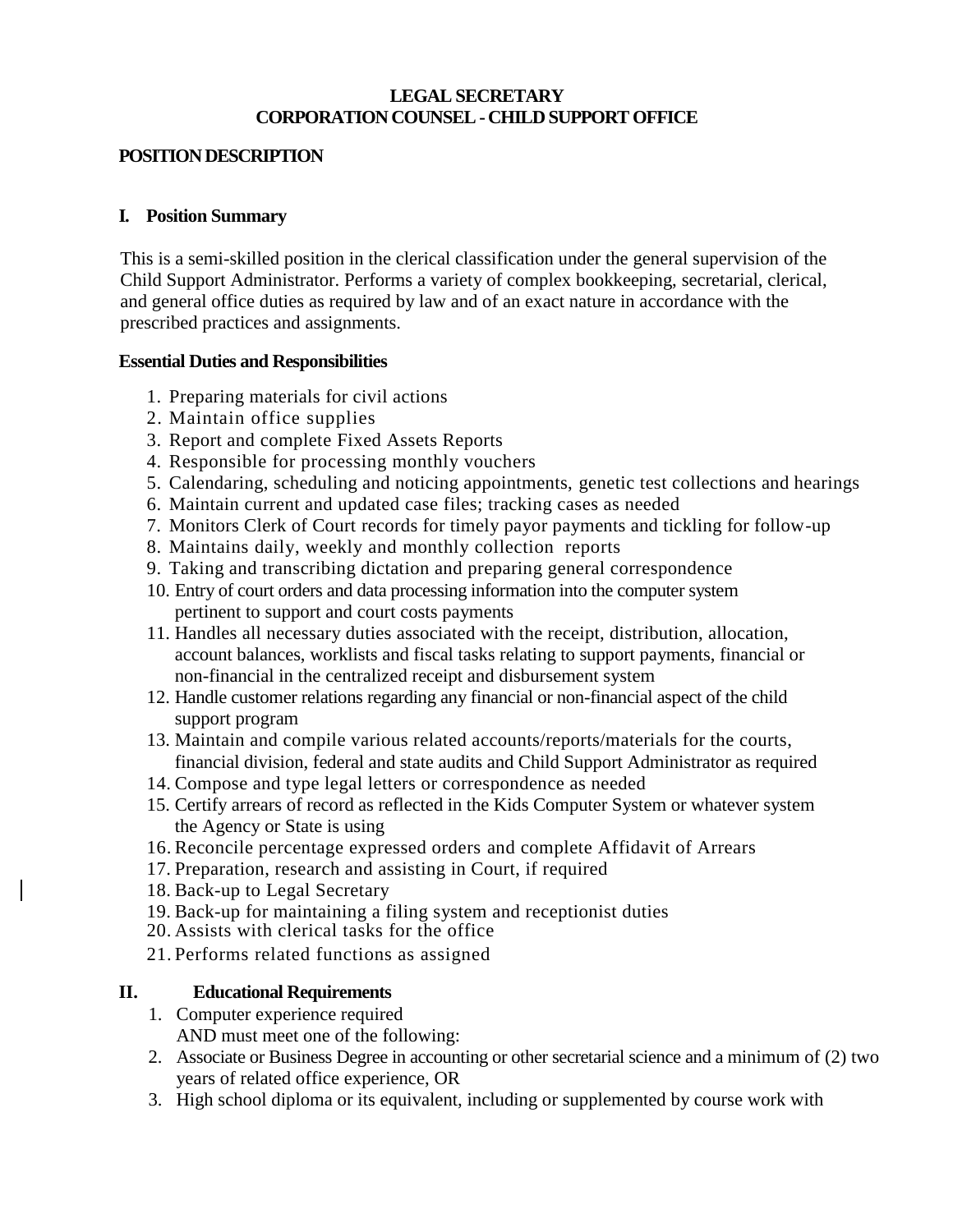**LEGAL SECRETARY**
**CORPORATION COUNSEL - CHILD SUPPORT OFFICE**

**POSITION DESCRIPTION**

## I. Position Summary

This is a semi-skilled position in the clerical classification under the general supervision of the Child Support Administrator. Performs a variety of complex bookkeeping, secretarial, clerical, and general office duties as required by law and of an exact nature in accordance with the prescribed practices and assignments.

**Essential Duties and Responsibilities**

1. Preparing materials for civil actions
2. Maintain office supplies
3. Report and complete Fixed Assets Reports
4. Responsible for processing monthly vouchers
5. Calendaring, scheduling and noticing appointments, genetic test collections and hearings
6. Maintain current and updated case files; tracking cases as needed
7. Monitors Clerk of Court records for timely payor payments and tickling for follow-up
8. Maintains daily, weekly and monthly collection reports
9. Taking and transcribing dictation and preparing general correspondence
10. Entry of court orders and data processing information into the computer system pertinent to support and court costs payments
11. Handles all necessary duties associated with the receipt, distribution, allocation, account balances, worklists and fiscal tasks relating to support payments, financial or non-financial in the centralized receipt and disbursement system
12. Handle customer relations regarding any financial or non-financial aspect of the child support program
13. Maintain and compile various related accounts/reports/materials for the courts, financial division, federal and state audits and Child Support Administrator as required
14. Compose and type legal letters or correspondence as needed
15. Certify arrears of record as reflected in the Kids Computer System or whatever system the Agency or State is using
16. Reconcile percentage expressed orders and complete Affidavit of Arrears
17. Preparation, research and assisting in Court, if required
18. Back-up to Legal Secretary
19. Back-up for maintaining a filing system and receptionist duties
20. Assists with clerical tasks for the office
21. Performs related functions as assigned

## II. Educational Requirements

1. Computer experience required
   AND must meet one of the following:
2. Associate or Business Degree in accounting or other secretarial science and a minimum of (2) two years of related office experience, OR
3. High school diploma or its equivalent, including or supplemented by course work with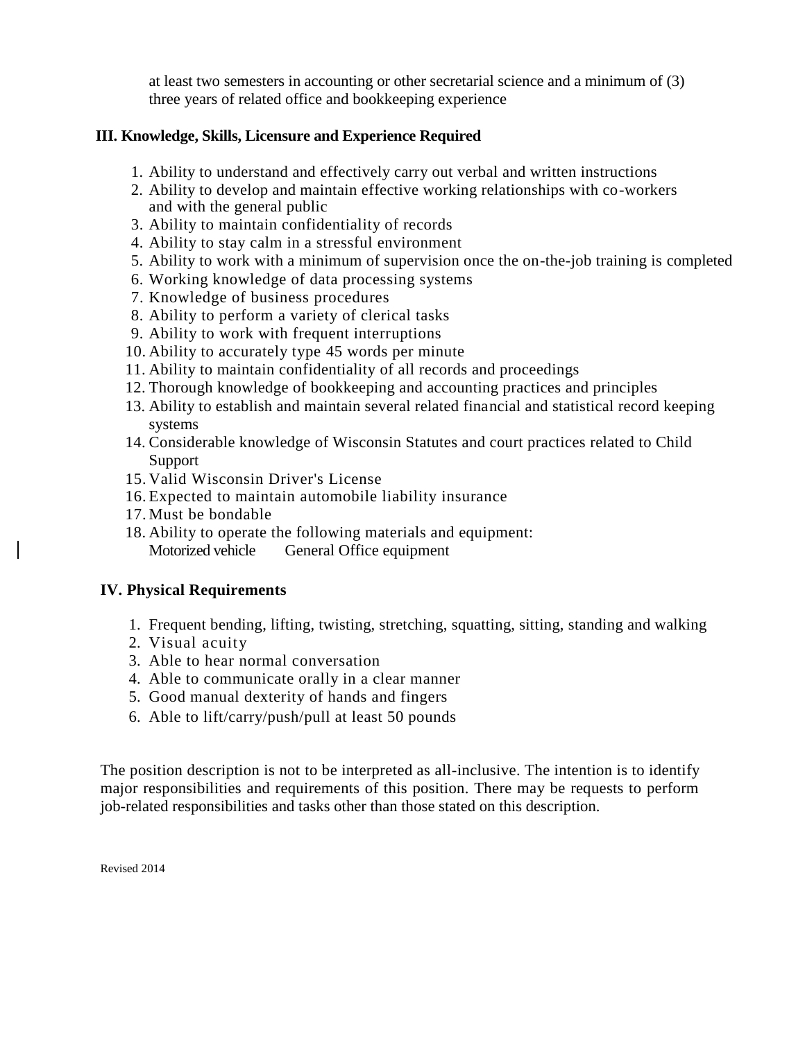at least two semesters in accounting or other secretarial science and a minimum of (3) three years of related office and bookkeeping experience

## III. Knowledge, Skills, Licensure and Experience Required

1. Ability to understand and effectively carry out verbal and written instructions
2. Ability to develop and maintain effective working relationships with co-workers and with the general public
3. Ability to maintain confidentiality of records
4. Ability to stay calm in a stressful environment
5. Ability to work with a minimum of supervision once the on-the-job training is completed
6. Working knowledge of data processing systems
7. Knowledge of business procedures
8. Ability to perform a variety of clerical tasks
9. Ability to work with frequent interruptions
10. Ability to accurately type 45 words per minute
11. Ability to maintain confidentiality of all records and proceedings
12. Thorough knowledge of bookkeeping and accounting practices and principles
13. Ability to establish and maintain several related financial and statistical record keeping systems
14. Considerable knowledge of Wisconsin Statutes and court practices related to Child Support
15. Valid Wisconsin Driver's License
16. Expected to maintain automobile liability insurance
17. Must be bondable
18. Ability to operate the following materials and equipment:
    Motorized vehicle General Office equipment

## IV. Physical Requirements

1. Frequent bending, lifting, twisting, stretching, squatting, sitting, standing and walking
2. Visual acuity
3. Able to hear normal conversation
4. Able to communicate orally in a clear manner
5. Good manual dexterity of hands and fingers
6. Able to lift/carry/push/pull at least 50 pounds

The position description is not to be interpreted as all-inclusive. The intention is to identify major responsibilities and requirements of this position. There may be requests to perform job-related responsibilities and tasks other than those stated on this description.

Revised 2014